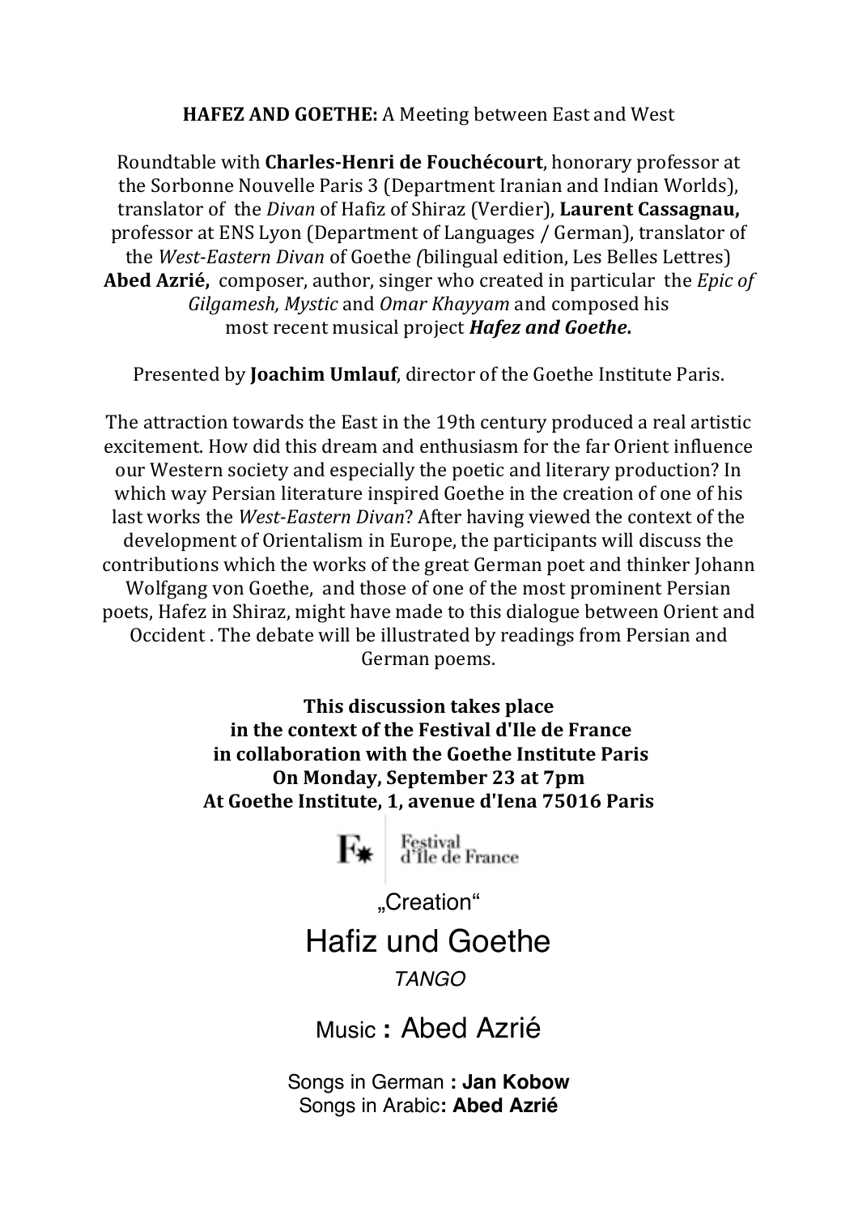**HAFEZ AND GOETHE:** A Meeting between East and West

Roundtable with **Charles-Henri de Fouchécourt**, honorary professor at the Sorbonne Nouvelle Paris 3 (Department Iranian and Indian Worlds), translator of the *Divan* of Hafiz of Shiraz (Verdier), **Laurent Cassagnau,** professor at ENS Lyon (Department of Languages / German), translator of the *West-Eastern Divan* of Goethe *(*bilingual edition, Les Belles Lettres) **Abed Azrié,** composer, author, singer who created in particular the *Epic of Gilgamesh, Mystic* and *Omar Khayyam* and composed his most recent musical project ***Hafez and Goethe*.**

Presented by **Joachim Umlauf**, director of the Goethe Institute Paris.

The attraction towards the East in the 19th century produced a real artistic excitement. How did this dream and enthusiasm for the far Orient influence our Western society and especially the poetic and literary production? In which way Persian literature inspired Goethe in the creation of one of his last works the *West-Eastern Divan*? After having viewed the context of the development of Orientalism in Europe, the participants will discuss the contributions which the works of the great German poet and thinker Johann Wolfgang von Goethe, and those of one of the most prominent Persian poets, Hafez in Shiraz, might have made to this dialogue between Orient and Occident . The debate will be illustrated by readings from Persian and German poems.

**This discussion takes place**
**in the context of the Festival d'Ile de France**
**in collaboration with the Goethe Institute Paris**
**On Monday, September 23 at 7pm**
**At Goethe Institute, 1, avenue d'Iena 75016 Paris**

F✱ Festival d'Île de France

„Creation“

# Hafiz und Goethe

*TANGO*

Music **:** Abed Azrié

Songs in German **: Jan Kobow**
Songs in Arabic**: Abed Azrié**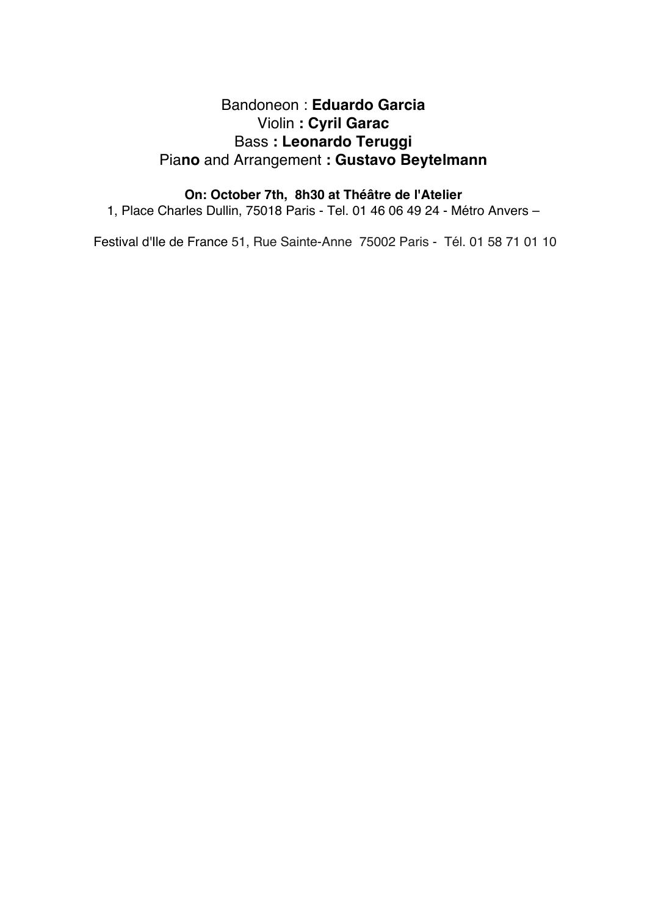Bandoneon : **Eduardo Garcia**
Violin **: Cyril Garac**
Bass **: Leonardo Teruggi**
Pia**no** and Arrangement **: Gustavo Beytelmann**

**On: October 7th, 8h30 at Théâtre de l'Atelier**
1, Place Charles Dullin, 75018 Paris - Tel. 01 46 06 49 24 - Métro Anvers –

Festival d'Ile de France 51, Rue Sainte-Anne 75002 Paris - Tél. 01 58 71 01 10